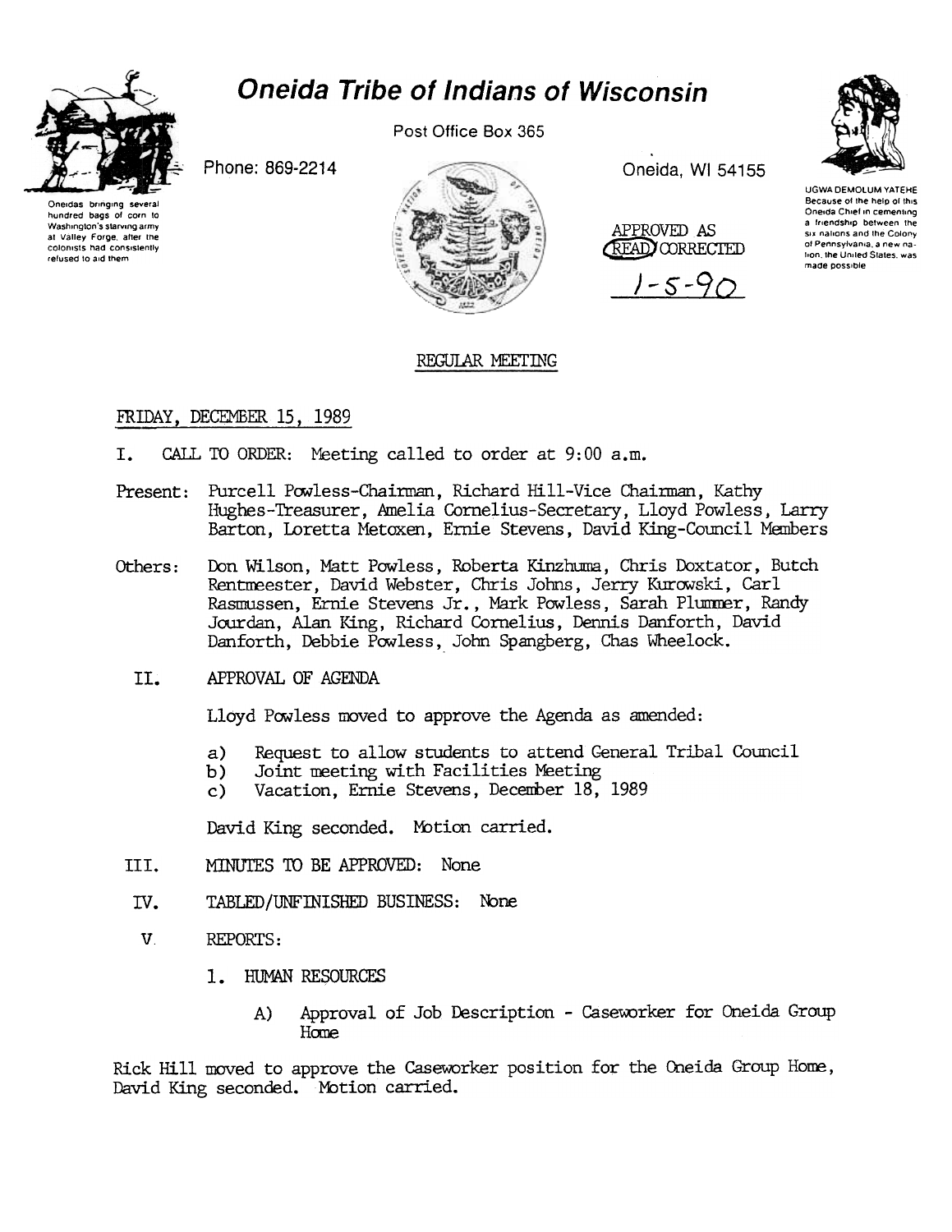# Oneida Tribe of Indians of Wisconsin

Oneidas bringing several hundred bags of corn to Washington's starving army at Valley Forge, after the colonists had consistently refused to aid them

Phone: 869-2214

Post Office Box 365

Oneida, WI 54155

UGWA DEMOLUM YATEHE Because of the help of this Oneida Chief in cementing a friendship between the six nations and the Colony of Pennsylvania, a new nation, the United States, was made possible

APPROVED AS READ CORRECTED

1-5-90

## REGULAR MEETING

FRIDAY, DECEMBER 15, 1989

I. CALL TO ORDER: Meeting called to order at 9:00 a.m.

Present: Purcell Powless-Chairman, Richard Hill-Vice Chairman, Kathy Hughes-Treasurer, Amelia Cornelius-Secretary, Lloyd Powless, Larry Barton, Loretta Metoxen, Ernie Stevens, David King-Council Members

Others: Don Wilson, Matt Powless, Roberta Kinzhuma, Chris Doxtator, Butch Rentmeester, David Webster, Chris Johns, Jerry Kurowski, Carl Rasmussen, Ernie Stevens Jr., Mark Powless, Sarah Plummer, Randy Jourdan, Alan King, Richard Cornelius, Dennis Danforth, David Danforth, Debbie Powless, John Spangberg, Chas Wheelock.

II. APPROVAL OF AGENDA

Lloyd Powless moved to approve the Agenda as amended:

a) Request to allow students to attend General Tribal Council
b) Joint meeting with Facilities Meeting
c) Vacation, Ernie Stevens, December 18, 1989

David King seconded. Motion carried.

III. MINUTES TO BE APPROVED: None

IV. TABLED/UNFINISHED BUSINESS: None

V. REPORTS:

1. HUMAN RESOURCES

A) Approval of Job Description - Caseworker for Oneida Group Home

Rick Hill moved to approve the Caseworker position for the Oneida Group Home, David King seconded. Motion carried.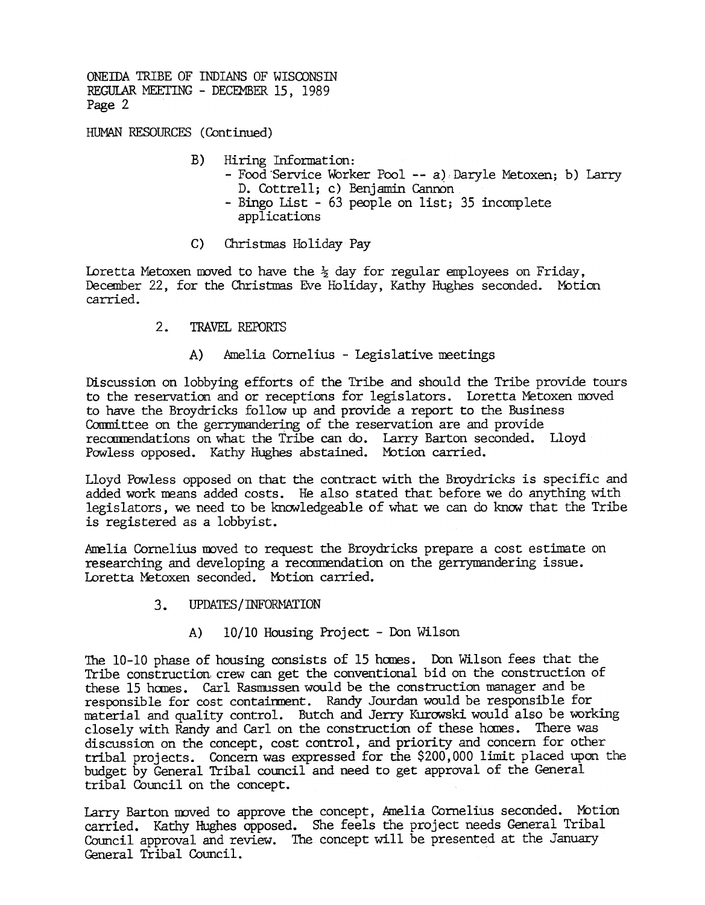HUMAN RESOURCES (Continued)

B) Hiring Information:
   - Food Service Worker Pool -- a) Daryle Metoxen; b) Larry D. Cottrell; c) Benjamin Cannon
   - Bingo List - 63 people on list; 35 incomplete applications

C) Christmas Holiday Pay

Loretta Metoxen moved to have the ½ day for regular employees on Friday, December 22, for the Christmas Eve Holiday, Kathy Hughes seconded. Motion carried.

2. TRAVEL REPORTS

   A) Amelia Cornelius - Legislative meetings

Discussion on lobbying efforts of the Tribe and should the Tribe provide tours to the reservation and or receptions for legislators. Loretta Metoxen moved to have the Broydricks follow up and provide a report to the Business Committee on the gerrymandering of the reservation are and provide recommendations on what the Tribe can do. Larry Barton seconded. Lloyd Powless opposed. Kathy Hughes abstained. Motion carried.

Lloyd Powless opposed on that the contract with the Broydricks is specific and added work means added costs. He also stated that before we do anything with legislators, we need to be knowledgeable of what we can do know that the Tribe is registered as a lobbyist.

Amelia Cornelius moved to request the Broydricks prepare a cost estimate on researching and developing a recommendation on the gerrymandering issue. Loretta Metoxen seconded. Motion carried.

3. UPDATES/INFORMATION

   A) 10/10 Housing Project - Don Wilson

The 10-10 phase of housing consists of 15 homes. Don Wilson fees that the Tribe construction crew can get the conventional bid on the construction of these 15 homes. Carl Rasmussen would be the construction manager and be responsible for cost containment. Randy Jourdan would be responsible for material and quality control. Butch and Jerry Kurowski would also be working closely with Randy and Carl on the construction of these homes. There was discussion on the concept, cost control, and priority and concern for other tribal projects. Concern was expressed for the $200,000 limit placed upon the budget by General Tribal council and need to get approval of the General tribal Council on the concept.

Larry Barton moved to approve the concept, Amelia Cornelius seconded. Motion carried. Kathy Hughes opposed. She feels the project needs General Tribal Council approval and review. The concept will be presented at the January General Tribal Council.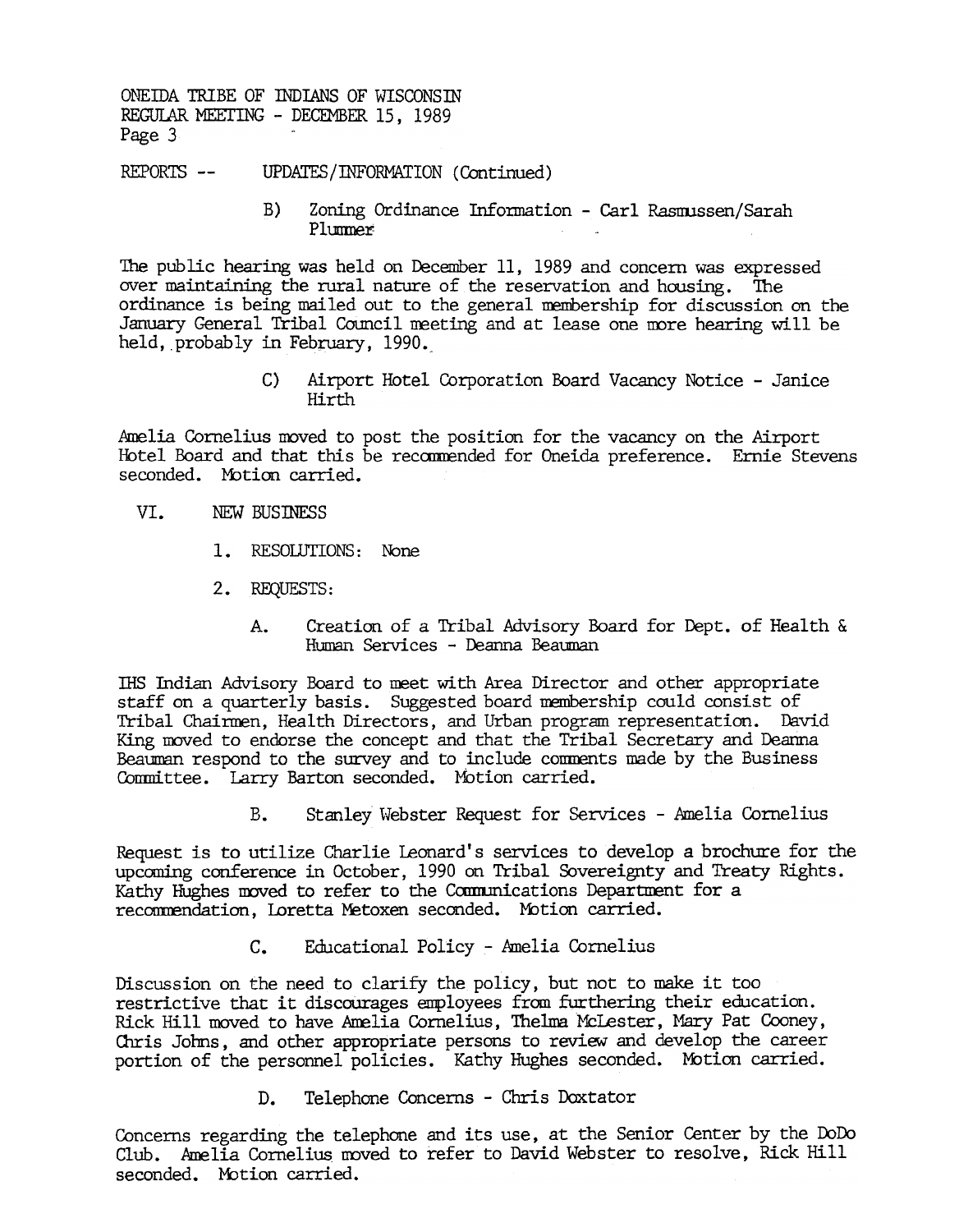REPORTS -- UPDATES/INFORMATION (Continued)

B) Zoning Ordinance Information - Carl Rasmussen/Sarah Plummer

The public hearing was held on December 11, 1989 and concern was expressed over maintaining the rural nature of the reservation and housing. The ordinance is being mailed out to the general membership for discussion on the January General Tribal Council meeting and at lease one more hearing will be held, probably in February, 1990.

C) Airport Hotel Corporation Board Vacancy Notice - Janice Hirth

Amelia Cornelius moved to post the position for the vacancy on the Airport Hotel Board and that this be recommended for Oneida preference. Ernie Stevens seconded. Motion carried.

VI. NEW BUSINESS

1. RESOLUTIONS: None

2. REQUESTS:

A. Creation of a Tribal Advisory Board for Dept. of Health & Human Services - Deanna Beauman

IHS Indian Advisory Board to meet with Area Director and other appropriate staff on a quarterly basis. Suggested board membership could consist of Tribal Chairmen, Health Directors, and Urban program representation. David King moved to endorse the concept and that the Tribal Secretary and Deanna Beauman respond to the survey and to include comments made by the Business Committee. Larry Barton seconded. Motion carried.

B. Stanley Webster Request for Services - Amelia Cornelius

Request is to utilize Charlie Leonard's services to develop a brochure for the upcoming conference in October, 1990 on Tribal Sovereignty and Treaty Rights. Kathy Hughes moved to refer to the Communications Department for a recommendation, Loretta Metoxen seconded. Motion carried.

C. Educational Policy - Amelia Cornelius

Discussion on the need to clarify the policy, but not to make it too restrictive that it discourages employees from furthering their education. Rick Hill moved to have Amelia Cornelius, Thelma McLester, Mary Pat Cooney, Chris Johns, and other appropriate persons to review and develop the career portion of the personnel policies. Kathy Hughes seconded. Motion carried.

D. Telephone Concerns - Chris Doxtator

Concerns regarding the telephone and its use, at the Senior Center by the DoDo Club. Amelia Cornelius moved to refer to David Webster to resolve, Rick Hill seconded. Motion carried.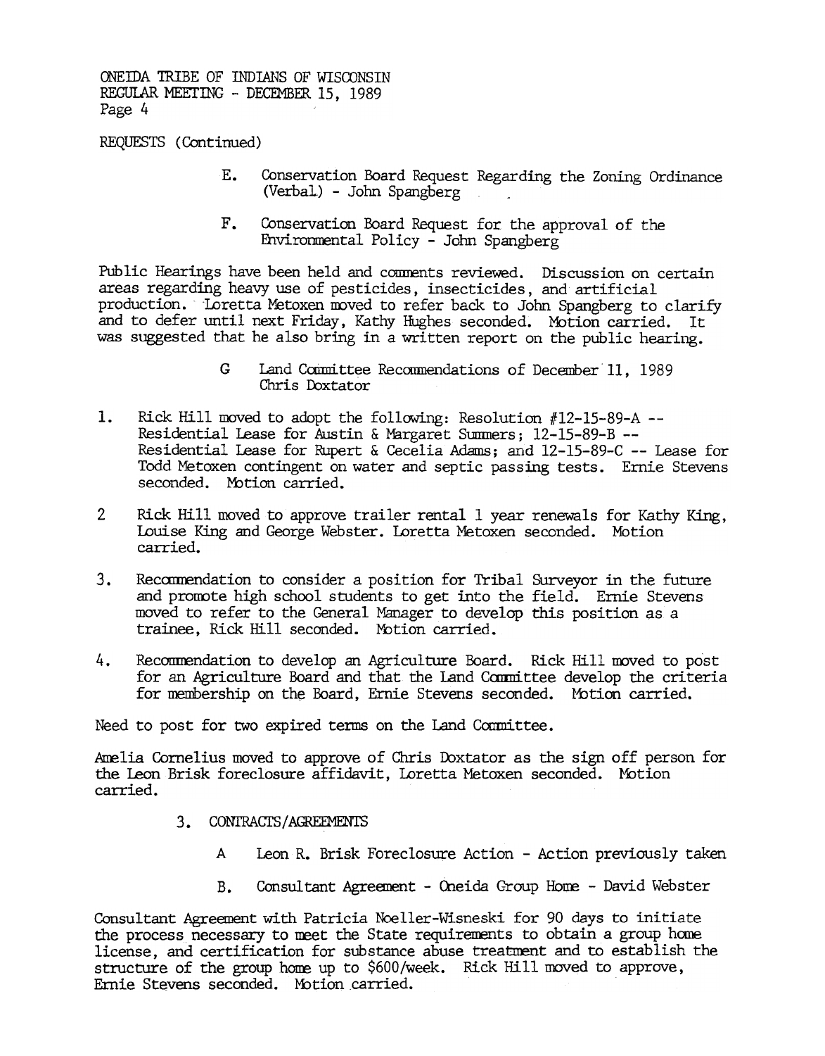REQUESTS (Continued)

E. Conservation Board Request Regarding the Zoning Ordinance (Verbal) - John Spangberg

F. Conservation Board Request for the approval of the Environmental Policy - John Spangberg

Public Hearings have been held and comments reviewed. Discussion on certain areas regarding heavy use of pesticides, insecticides, and artificial production. Loretta Metoxen moved to refer back to John Spangberg to clarify and to defer until next Friday, Kathy Hughes seconded. Motion carried. It was suggested that he also bring in a written report on the public hearing.

G Land Committee Recommendations of December 11, 1989 Chris Doxtator

1. Rick Hill moved to adopt the following: Resolution #12-15-89-A -- Residential Lease for Austin & Margaret Summers; 12-15-89-B -- Residential Lease for Rupert & Cecelia Adams; and 12-15-89-C -- Lease for Todd Metoxen contingent on water and septic passing tests. Ernie Stevens seconded. Motion carried.

2 Rick Hill moved to approve trailer rental 1 year renewals for Kathy King, Louise King and George Webster. Loretta Metoxen seconded. Motion carried.

3. Recommendation to consider a position for Tribal Surveyor in the future and promote high school students to get into the field. Ernie Stevens moved to refer to the General Manager to develop this position as a trainee, Rick Hill seconded. Motion carried.

4. Recommendation to develop an Agriculture Board. Rick Hill moved to post for an Agriculture Board and that the Land Committee develop the criteria for membership on the Board, Ernie Stevens seconded. Motion carried.

Need to post for two expired terms on the Land Committee.

Amelia Cornelius moved to approve of Chris Doxtator as the sign off person for the Leon Brisk foreclosure affidavit, Loretta Metoxen seconded. Motion carried.

3. CONTRACTS/AGREEMENTS

A Leon R. Brisk Foreclosure Action - Action previously taken

B. Consultant Agreement - Oneida Group Home - David Webster

Consultant Agreement with Patricia Noeller-Wisneski for 90 days to initiate the process necessary to meet the State requirements to obtain a group home license, and certification for substance abuse treatment and to establish the structure of the group home up to $600/week. Rick Hill moved to approve, Ernie Stevens seconded. Motion carried.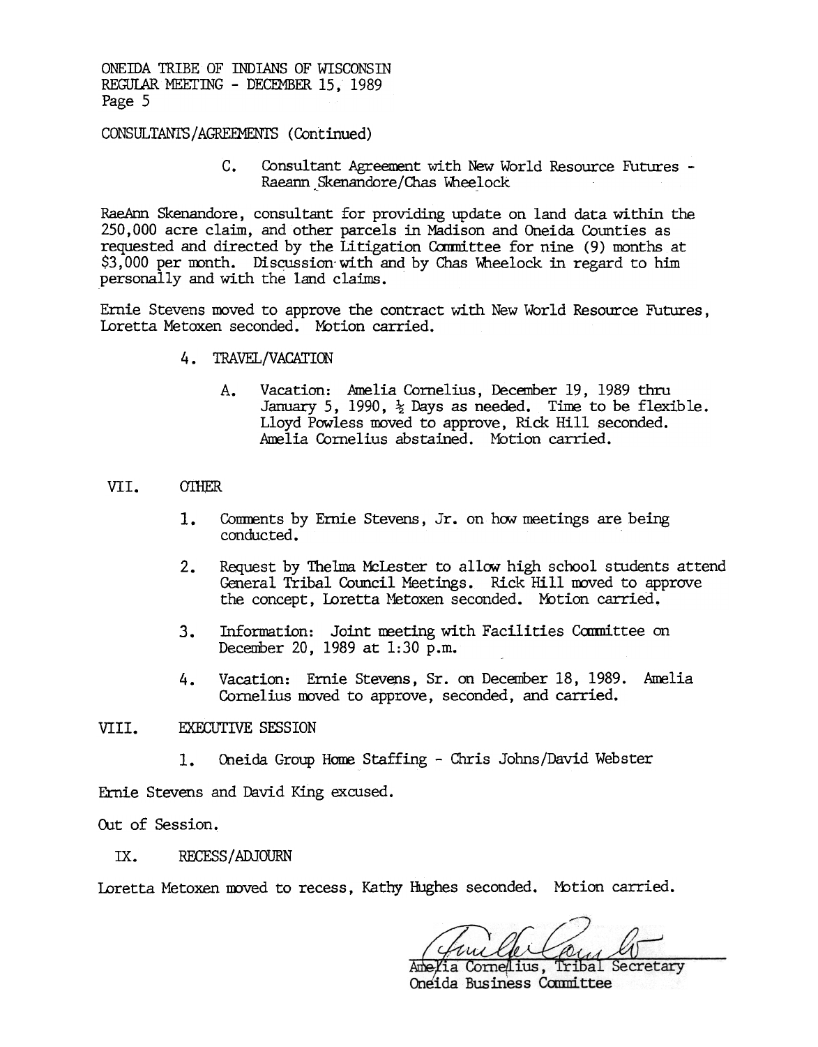CONSULTANTS/AGREEMENTS (Continued)

C. Consultant Agreement with New World Resource Futures - Raeann Skenandore/Chas Wheelock

RaeAnn Skenandore, consultant for providing update on land data within the 250,000 acre claim, and other parcels in Madison and Oneida Counties as requested and directed by the Litigation Committee for nine (9) months at $3,000 per month. Discussion with and by Chas Wheelock in regard to him personally and with the land claims.

Ernie Stevens moved to approve the contract with New World Resource Futures, Loretta Metoxen seconded. Motion carried.

4. TRAVEL/VACATION

A. Vacation: Amelia Cornelius, December 19, 1989 thru January 5, 1990, ½ Days as needed. Time to be flexible. Lloyd Powless moved to approve, Rick Hill seconded. Amelia Cornelius abstained. Motion carried.

VII. OTHER

1. Comments by Ernie Stevens, Jr. on how meetings are being conducted.

2. Request by Thelma McLester to allow high school students attend General Tribal Council Meetings. Rick Hill moved to approve the concept, Loretta Metoxen seconded. Motion carried.

3. Information: Joint meeting with Facilities Committee on December 20, 1989 at 1:30 p.m.

4. Vacation: Ernie Stevens, Sr. on December 18, 1989. Amelia Cornelius moved to approve, seconded, and carried.

VIII. EXECUTIVE SESSION

1. Oneida Group Home Staffing - Chris Johns/David Webster

Ernie Stevens and David King excused.

Out of Session.

IX. RECESS/ADJOURN

Loretta Metoxen moved to recess, Kathy Hughes seconded. Motion carried.

Amelia Cornelius, Tribal Secretary
Oneida Business Committee